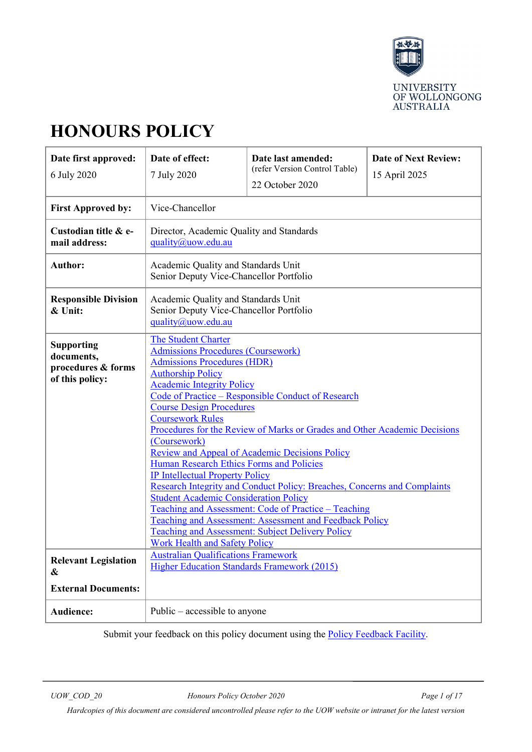UNIVERSITY OF WOLLONGONG AUSTRALIA

# HONOURS POLICY

| **Date first approved:** | **Date of effect:** | **Date last amended:** (refer Version Control Table) | **Date of Next Review:** |
|---|---|---|---|
| 6 July 2020 | 7 July 2020 | 22 October 2020 | 15 April 2025 |
| **First Approved by:** | Vice-Chancellor | | |
| **Custodian title & e-mail address:** | Director, Academic Quality and Standards<br>quality@uow.edu.au | | |
| **Author:** | Academic Quality and Standards Unit<br>Senior Deputy Vice-Chancellor Portfolio | | |
| **Responsible Division & Unit:** | Academic Quality and Standards Unit<br>Senior Deputy Vice-Chancellor Portfolio<br>quality@uow.edu.au | | |
| **Supporting documents, procedures & forms of this policy:** | The Student Charter<br>Admissions Procedures (Coursework)<br>Admissions Procedures (HDR)<br>Authorship Policy<br>Academic Integrity Policy<br>Code of Practice – Responsible Conduct of Research<br>Course Design Procedures<br>Coursework Rules<br>Procedures for the Review of Marks or Grades and Other Academic Decisions (Coursework)<br>Review and Appeal of Academic Decisions Policy<br>Human Research Ethics Forms and Policies<br>IP Intellectual Property Policy<br>Research Integrity and Conduct Policy: Breaches, Concerns and Complaints<br>Student Academic Consideration Policy<br>Teaching and Assessment: Code of Practice – Teaching<br>Teaching and Assessment: Assessment and Feedback Policy<br>Teaching and Assessment: Subject Delivery Policy<br>Work Health and Safety Policy | | |
| **Relevant Legislation & External Documents:** | Australian Qualifications Framework<br>Higher Education Standards Framework (2015) | | |
| **Audience:** | Public – accessible to anyone | | |

Submit your feedback on this policy document using the Policy Feedback Facility.

UOW_COD_20 Honours Policy October 2020

*Hardcopies of this document are considered uncontrolled please refer to the UOW website or intranet for the latest version*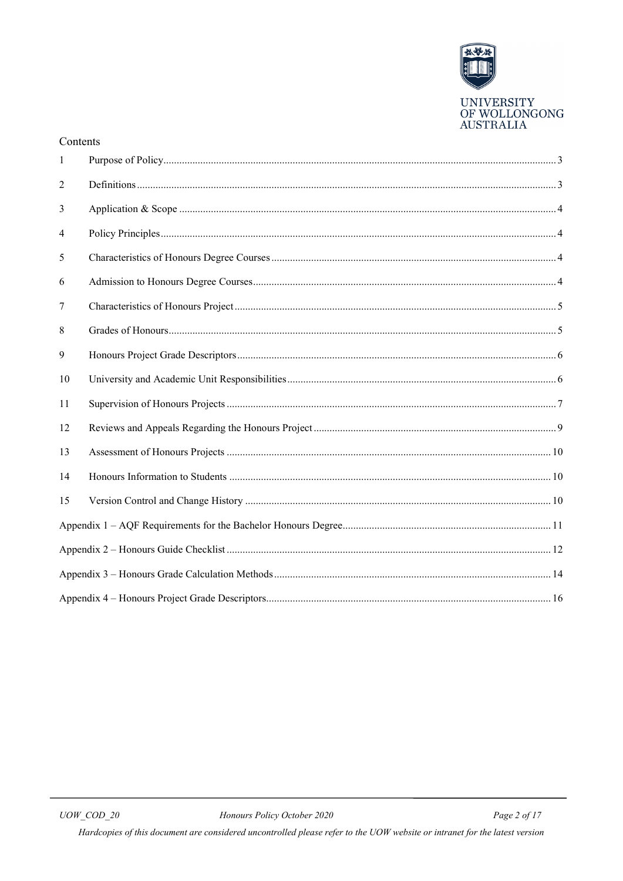## Contents

| | | |
|---|---|---|
| 1 | Purpose of Policy | 3 |
| 2 | Definitions | 3 |
| 3 | Application & Scope | 4 |
| 4 | Policy Principles | 4 |
| 5 | Characteristics of Honours Degree Courses | 4 |
| 6 | Admission to Honours Degree Courses | 4 |
| 7 | Characteristics of Honours Project | 5 |
| 8 | Grades of Honours | 5 |
| 9 | Honours Project Grade Descriptors | 6 |
| 10 | University and Academic Unit Responsibilities | 6 |
| 11 | Supervision of Honours Projects | 7 |
| 12 | Reviews and Appeals Regarding the Honours Project | 9 |
| 13 | Assessment of Honours Projects | 10 |
| 14 | Honours Information to Students | 10 |
| 15 | Version Control and Change History | 10 |
| | Appendix 1 – AQF Requirements for the Bachelor Honours Degree | 11 |
| | Appendix 2 – Honours Guide Checklist | 12 |
| | Appendix 3 – Honours Grade Calculation Methods | 14 |
| | Appendix 4 – Honours Project Grade Descriptors | 16 |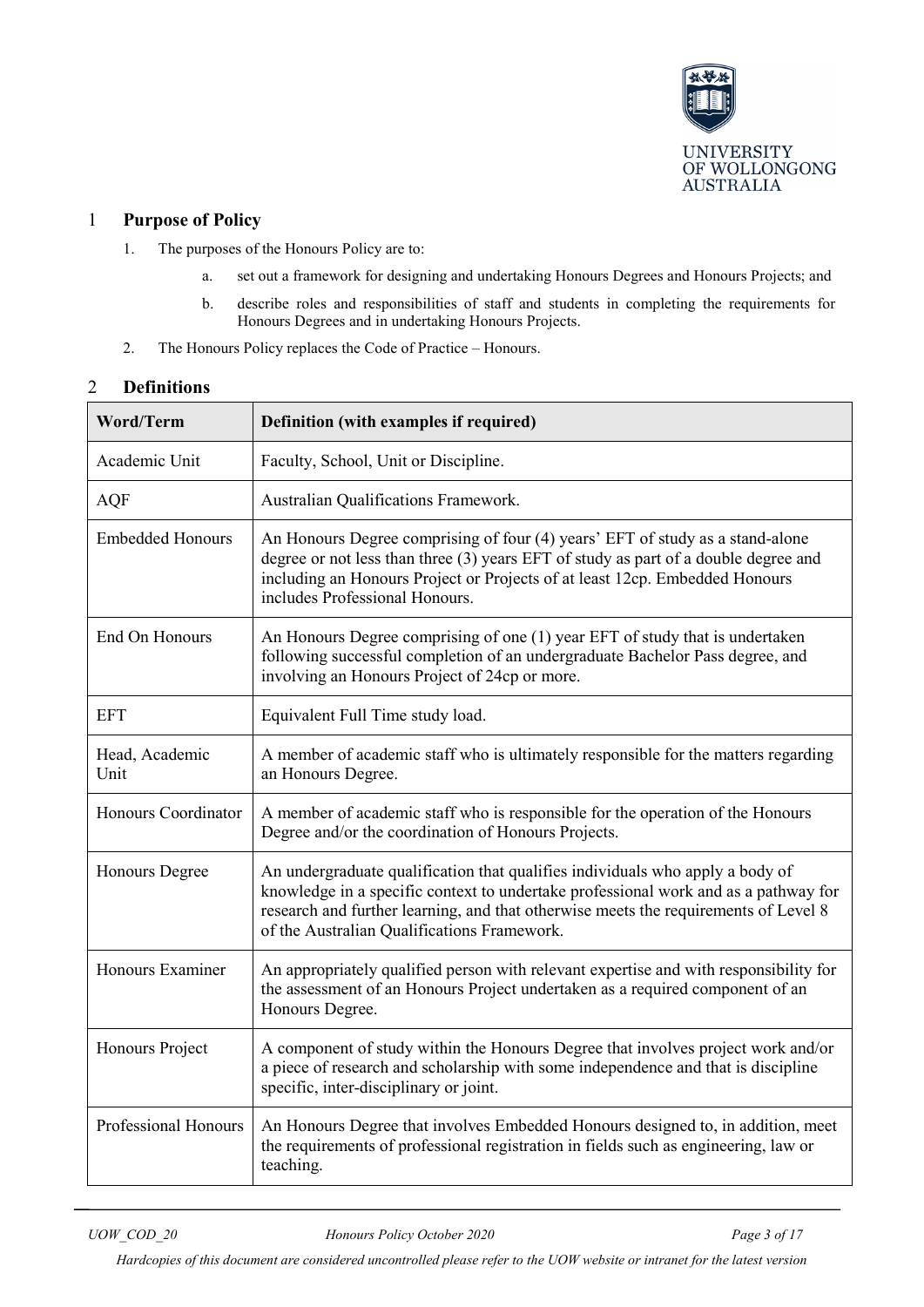## 1 Purpose of Policy

1. The purposes of the Honours Policy are to:

    a. set out a framework for designing and undertaking Honours Degrees and Honours Projects; and

    b. describe roles and responsibilities of staff and students in completing the requirements for Honours Degrees and in undertaking Honours Projects.

2. The Honours Policy replaces the Code of Practice – Honours.

## 2 Definitions

| Word/Term | Definition (with examples if required) |
|---|---|
| Academic Unit | Faculty, School, Unit or Discipline. |
| AQF | Australian Qualifications Framework. |
| Embedded Honours | An Honours Degree comprising of four (4) years' EFT of study as a stand-alone degree or not less than three (3) years EFT of study as part of a double degree and including an Honours Project or Projects of at least 12cp. Embedded Honours includes Professional Honours. |
| End On Honours | An Honours Degree comprising of one (1) year EFT of study that is undertaken following successful completion of an undergraduate Bachelor Pass degree, and involving an Honours Project of 24cp or more. |
| EFT | Equivalent Full Time study load. |
| Head, Academic Unit | A member of academic staff who is ultimately responsible for the matters regarding an Honours Degree. |
| Honours Coordinator | A member of academic staff who is responsible for the operation of the Honours Degree and/or the coordination of Honours Projects. |
| Honours Degree | An undergraduate qualification that qualifies individuals who apply a body of knowledge in a specific context to undertake professional work and as a pathway for research and further learning, and that otherwise meets the requirements of Level 8 of the Australian Qualifications Framework. |
| Honours Examiner | An appropriately qualified person with relevant expertise and with responsibility for the assessment of an Honours Project undertaken as a required component of an Honours Degree. |
| Honours Project | A component of study within the Honours Degree that involves project work and/or a piece of research and scholarship with some independence and that is discipline specific, inter-disciplinary or joint. |
| Professional Honours | An Honours Degree that involves Embedded Honours designed to, in addition, meet the requirements of professional registration in fields such as engineering, law or teaching. |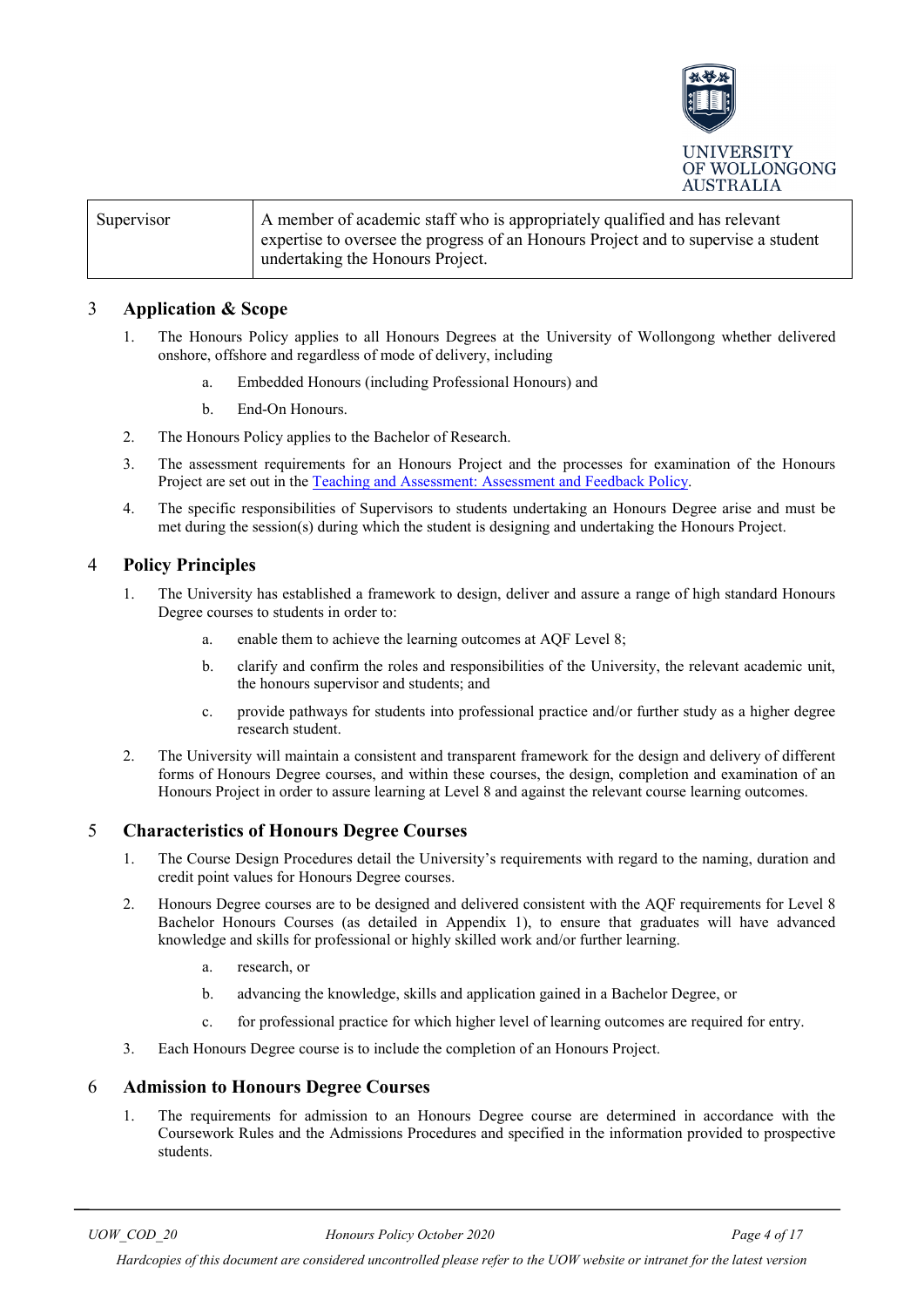| Supervisor | A member of academic staff who is appropriately qualified and has relevant expertise to oversee the progress of an Honours Project and to supervise a student undertaking the Honours Project. |
|---|---|

## 3 Application & Scope

1. The Honours Policy applies to all Honours Degrees at the University of Wollongong whether delivered onshore, offshore and regardless of mode of delivery, including
   a. Embedded Honours (including Professional Honours) and
   b. End-On Honours.
2. The Honours Policy applies to the Bachelor of Research.
3. The assessment requirements for an Honours Project and the processes for examination of the Honours Project are set out in the [Teaching and Assessment: Assessment and Feedback Policy](#).
4. The specific responsibilities of Supervisors to students undertaking an Honours Degree arise and must be met during the session(s) during which the student is designing and undertaking the Honours Project.

## 4 Policy Principles

1. The University has established a framework to design, deliver and assure a range of high standard Honours Degree courses to students in order to:
   a. enable them to achieve the learning outcomes at AQF Level 8;
   b. clarify and confirm the roles and responsibilities of the University, the relevant academic unit, the honours supervisor and students; and
   c. provide pathways for students into professional practice and/or further study as a higher degree research student.
2. The University will maintain a consistent and transparent framework for the design and delivery of different forms of Honours Degree courses, and within these courses, the design, completion and examination of an Honours Project in order to assure learning at Level 8 and against the relevant course learning outcomes.

## 5 Characteristics of Honours Degree Courses

1. The Course Design Procedures detail the University's requirements with regard to the naming, duration and credit point values for Honours Degree courses.
2. Honours Degree courses are to be designed and delivered consistent with the AQF requirements for Level 8 Bachelor Honours Courses (as detailed in Appendix 1), to ensure that graduates will have advanced knowledge and skills for professional or highly skilled work and/or further learning.
   a. research, or
   b. advancing the knowledge, skills and application gained in a Bachelor Degree, or
   c. for professional practice for which higher level of learning outcomes are required for entry.
3. Each Honours Degree course is to include the completion of an Honours Project.

## 6 Admission to Honours Degree Courses

1. The requirements for admission to an Honours Degree course are determined in accordance with the Coursework Rules and the Admissions Procedures and specified in the information provided to prospective students.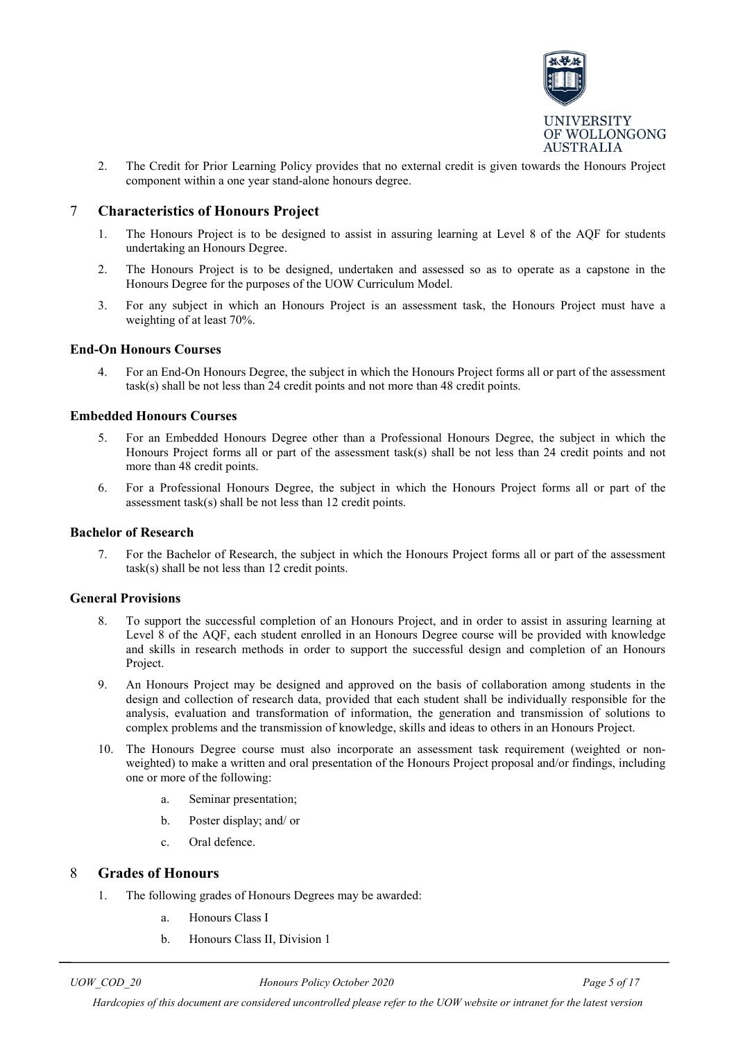2. The Credit for Prior Learning Policy provides that no external credit is given towards the Honours Project component within a one year stand-alone honours degree.

## 7 Characteristics of Honours Project

1. The Honours Project is to be designed to assist in assuring learning at Level 8 of the AQF for students undertaking an Honours Degree.
2. The Honours Project is to be designed, undertaken and assessed so as to operate as a capstone in the Honours Degree for the purposes of the UOW Curriculum Model.
3. For any subject in which an Honours Project is an assessment task, the Honours Project must have a weighting of at least 70%.

### End-On Honours Courses

4. For an End-On Honours Degree, the subject in which the Honours Project forms all or part of the assessment task(s) shall be not less than 24 credit points and not more than 48 credit points.

### Embedded Honours Courses

5. For an Embedded Honours Degree other than a Professional Honours Degree, the subject in which the Honours Project forms all or part of the assessment task(s) shall be not less than 24 credit points and not more than 48 credit points.
6. For a Professional Honours Degree, the subject in which the Honours Project forms all or part of the assessment task(s) shall be not less than 12 credit points.

### Bachelor of Research

7. For the Bachelor of Research, the subject in which the Honours Project forms all or part of the assessment task(s) shall be not less than 12 credit points.

### General Provisions

8. To support the successful completion of an Honours Project, and in order to assist in assuring learning at Level 8 of the AQF, each student enrolled in an Honours Degree course will be provided with knowledge and skills in research methods in order to support the successful design and completion of an Honours Project.
9. An Honours Project may be designed and approved on the basis of collaboration among students in the design and collection of research data, provided that each student shall be individually responsible for the analysis, evaluation and transformation of information, the generation and transmission of solutions to complex problems and the transmission of knowledge, skills and ideas to others in an Honours Project.
10. The Honours Degree course must also incorporate an assessment task requirement (weighted or non-weighted) to make a written and oral presentation of the Honours Project proposal and/or findings, including one or more of the following:
    a. Seminar presentation;
    b. Poster display; and/ or
    c. Oral defence.

## 8 Grades of Honours

1. The following grades of Honours Degrees may be awarded:
    a. Honours Class I
    b. Honours Class II, Division 1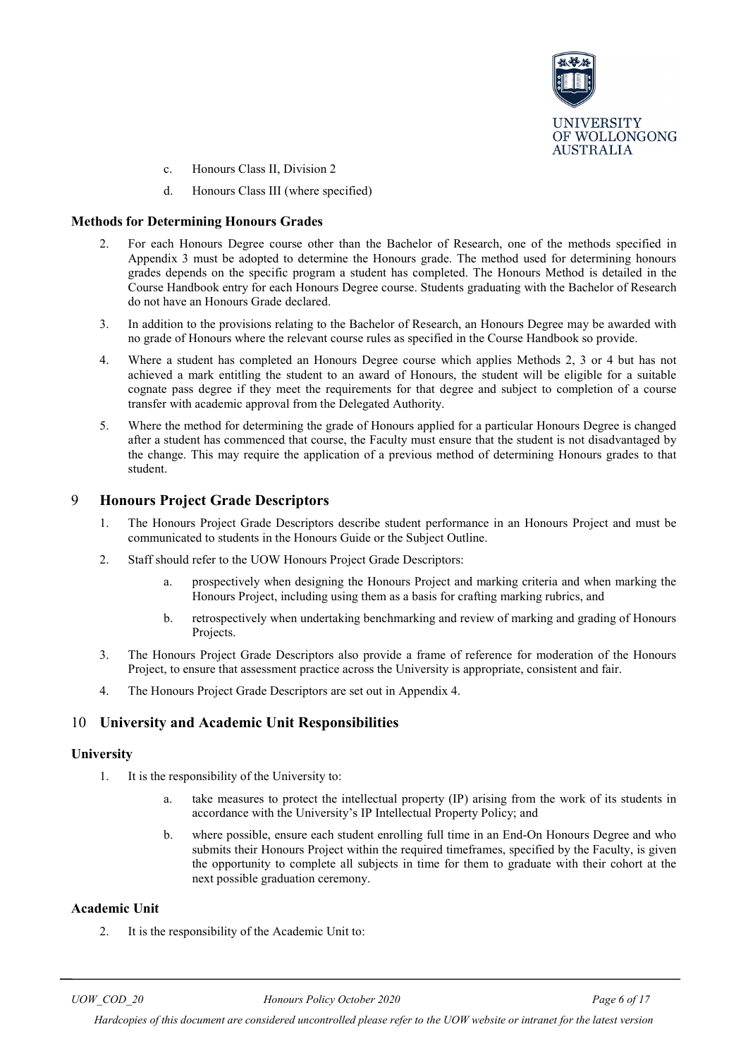c. Honours Class II, Division 2

d. Honours Class III (where specified)

### Methods for Determining Honours Grades

2. For each Honours Degree course other than the Bachelor of Research, one of the methods specified in Appendix 3 must be adopted to determine the Honours grade. The method used for determining honours grades depends on the specific program a student has completed. The Honours Method is detailed in the Course Handbook entry for each Honours Degree course. Students graduating with the Bachelor of Research do not have an Honours Grade declared.
3. In addition to the provisions relating to the Bachelor of Research, an Honours Degree may be awarded with no grade of Honours where the relevant course rules as specified in the Course Handbook so provide.
4. Where a student has completed an Honours Degree course which applies Methods 2, 3 or 4 but has not achieved a mark entitling the student to an award of Honours, the student will be eligible for a suitable cognate pass degree if they meet the requirements for that degree and subject to completion of a course transfer with academic approval from the Delegated Authority.
5. Where the method for determining the grade of Honours applied for a particular Honours Degree is changed after a student has commenced that course, the Faculty must ensure that the student is not disadvantaged by the change. This may require the application of a previous method of determining Honours grades to that student.

## 9 Honours Project Grade Descriptors

1. The Honours Project Grade Descriptors describe student performance in an Honours Project and must be communicated to students in the Honours Guide or the Subject Outline.
2. Staff should refer to the UOW Honours Project Grade Descriptors:
   a. prospectively when designing the Honours Project and marking criteria and when marking the Honours Project, including using them as a basis for crafting marking rubrics, and
   b. retrospectively when undertaking benchmarking and review of marking and grading of Honours Projects.
3. The Honours Project Grade Descriptors also provide a frame of reference for moderation of the Honours Project, to ensure that assessment practice across the University is appropriate, consistent and fair.
4. The Honours Project Grade Descriptors are set out in Appendix 4.

## 10 University and Academic Unit Responsibilities

### University

1. It is the responsibility of the University to:
   a. take measures to protect the intellectual property (IP) arising from the work of its students in accordance with the University's IP Intellectual Property Policy; and
   b. where possible, ensure each student enrolling full time in an End-On Honours Degree and who submits their Honours Project within the required timeframes, specified by the Faculty, is given the opportunity to complete all subjects in time for them to graduate with their cohort at the next possible graduation ceremony.

### Academic Unit

2. It is the responsibility of the Academic Unit to: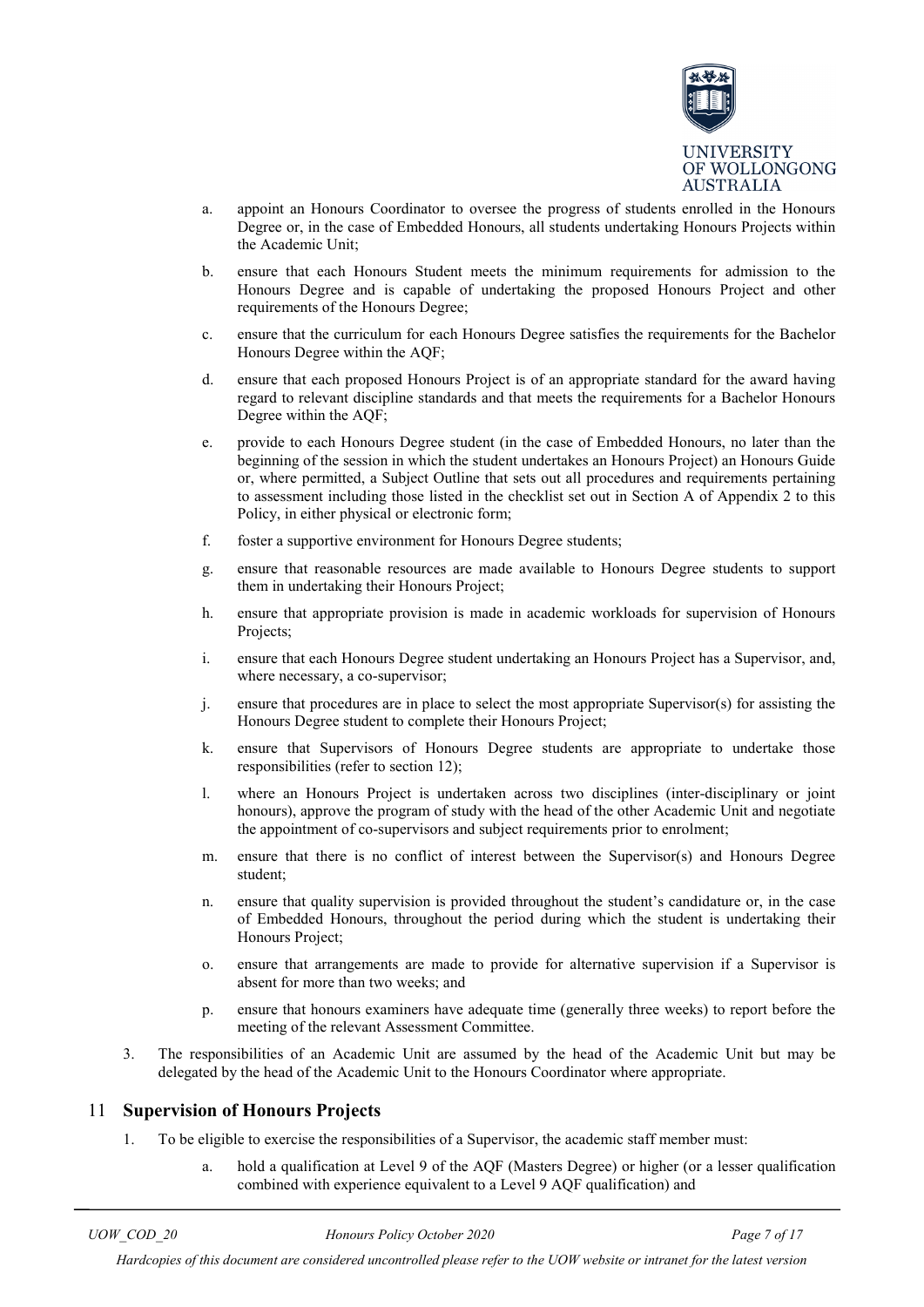a. appoint an Honours Coordinator to oversee the progress of students enrolled in the Honours Degree or, in the case of Embedded Honours, all students undertaking Honours Projects within the Academic Unit;

b. ensure that each Honours Student meets the minimum requirements for admission to the Honours Degree and is capable of undertaking the proposed Honours Project and other requirements of the Honours Degree;

c. ensure that the curriculum for each Honours Degree satisfies the requirements for the Bachelor Honours Degree within the AQF;

d. ensure that each proposed Honours Project is of an appropriate standard for the award having regard to relevant discipline standards and that meets the requirements for a Bachelor Honours Degree within the AQF;

e. provide to each Honours Degree student (in the case of Embedded Honours, no later than the beginning of the session in which the student undertakes an Honours Project) an Honours Guide or, where permitted, a Subject Outline that sets out all procedures and requirements pertaining to assessment including those listed in the checklist set out in Section A of Appendix 2 to this Policy, in either physical or electronic form;

f. foster a supportive environment for Honours Degree students;

g. ensure that reasonable resources are made available to Honours Degree students to support them in undertaking their Honours Project;

h. ensure that appropriate provision is made in academic workloads for supervision of Honours Projects;

i. ensure that each Honours Degree student undertaking an Honours Project has a Supervisor, and, where necessary, a co-supervisor;

j. ensure that procedures are in place to select the most appropriate Supervisor(s) for assisting the Honours Degree student to complete their Honours Project;

k. ensure that Supervisors of Honours Degree students are appropriate to undertake those responsibilities (refer to section 12);

l. where an Honours Project is undertaken across two disciplines (inter-disciplinary or joint honours), approve the program of study with the head of the other Academic Unit and negotiate the appointment of co-supervisors and subject requirements prior to enrolment;

m. ensure that there is no conflict of interest between the Supervisor(s) and Honours Degree student;

n. ensure that quality supervision is provided throughout the student's candidature or, in the case of Embedded Honours, throughout the period during which the student is undertaking their Honours Project;

o. ensure that arrangements are made to provide for alternative supervision if a Supervisor is absent for more than two weeks; and

p. ensure that honours examiners have adequate time (generally three weeks) to report before the meeting of the relevant Assessment Committee.

3. The responsibilities of an Academic Unit are assumed by the head of the Academic Unit but may be delegated by the head of the Academic Unit to the Honours Coordinator where appropriate.

## 11 Supervision of Honours Projects

1. To be eligible to exercise the responsibilities of a Supervisor, the academic staff member must:

   a. hold a qualification at Level 9 of the AQF (Masters Degree) or higher (or a lesser qualification combined with experience equivalent to a Level 9 AQF qualification) and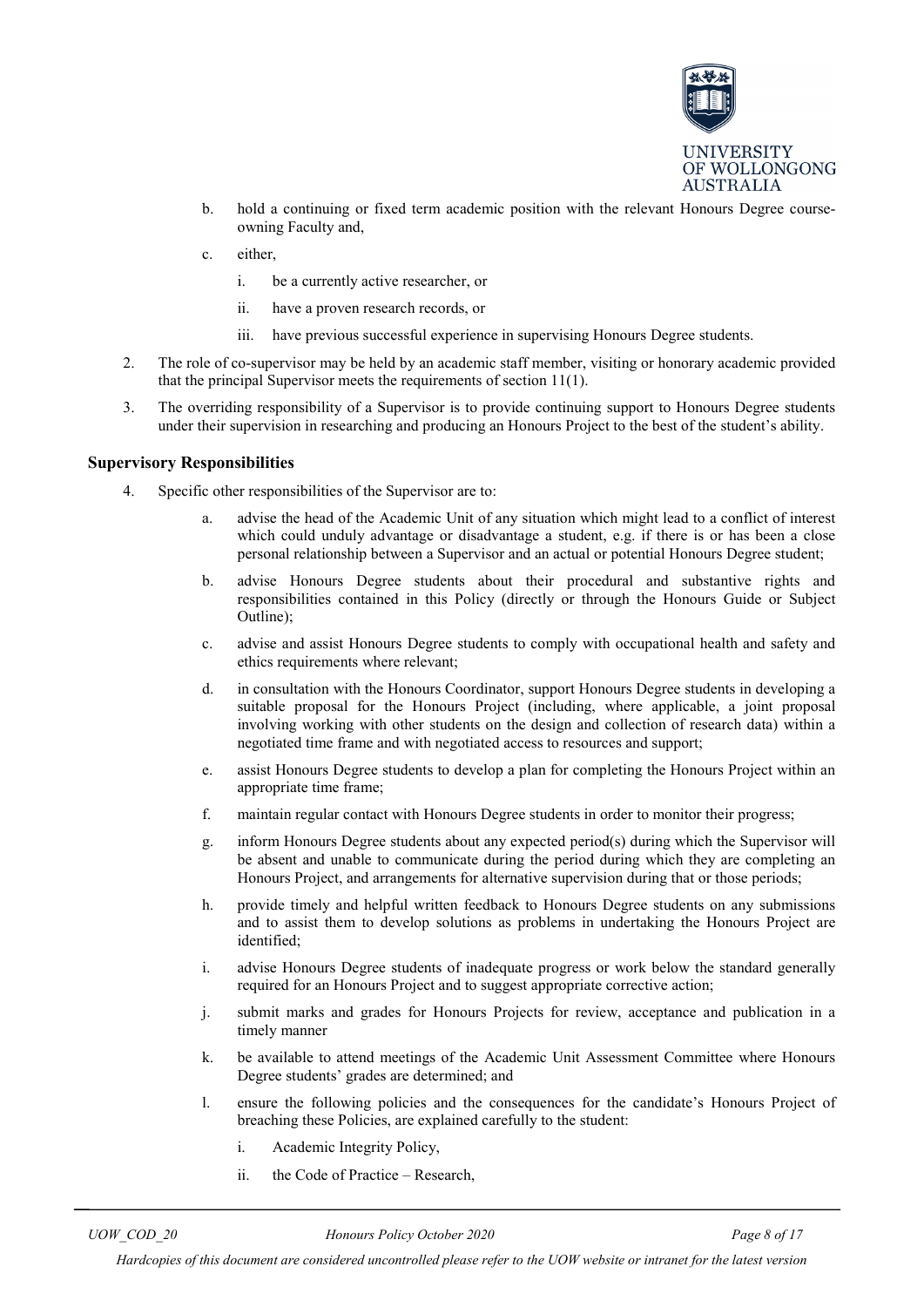b. hold a continuing or fixed term academic position with the relevant Honours Degree course-owning Faculty and,

c. either,

   i. be a currently active researcher, or

   ii. have a proven research records, or

   iii. have previous successful experience in supervising Honours Degree students.

2. The role of co-supervisor may be held by an academic staff member, visiting or honorary academic provided that the principal Supervisor meets the requirements of section 11(1).

3. The overriding responsibility of a Supervisor is to provide continuing support to Honours Degree students under their supervision in researching and producing an Honours Project to the best of the student's ability.

### Supervisory Responsibilities

4. Specific other responsibilities of the Supervisor are to:

   a. advise the head of the Academic Unit of any situation which might lead to a conflict of interest which could unduly advantage or disadvantage a student, e.g. if there is or has been a close personal relationship between a Supervisor and an actual or potential Honours Degree student;

   b. advise Honours Degree students about their procedural and substantive rights and responsibilities contained in this Policy (directly or through the Honours Guide or Subject Outline);

   c. advise and assist Honours Degree students to comply with occupational health and safety and ethics requirements where relevant;

   d. in consultation with the Honours Coordinator, support Honours Degree students in developing a suitable proposal for the Honours Project (including, where applicable, a joint proposal involving working with other students on the design and collection of research data) within a negotiated time frame and with negotiated access to resources and support;

   e. assist Honours Degree students to develop a plan for completing the Honours Project within an appropriate time frame;

   f. maintain regular contact with Honours Degree students in order to monitor their progress;

   g. inform Honours Degree students about any expected period(s) during which the Supervisor will be absent and unable to communicate during the period during which they are completing an Honours Project, and arrangements for alternative supervision during that or those periods;

   h. provide timely and helpful written feedback to Honours Degree students on any submissions and to assist them to develop solutions as problems in undertaking the Honours Project are identified;

   i. advise Honours Degree students of inadequate progress or work below the standard generally required for an Honours Project and to suggest appropriate corrective action;

   j. submit marks and grades for Honours Projects for review, acceptance and publication in a timely manner

   k. be available to attend meetings of the Academic Unit Assessment Committee where Honours Degree students' grades are determined; and

   l. ensure the following policies and the consequences for the candidate's Honours Project of breaching these Policies, are explained carefully to the student:

      i. Academic Integrity Policy,

      ii. the Code of Practice – Research,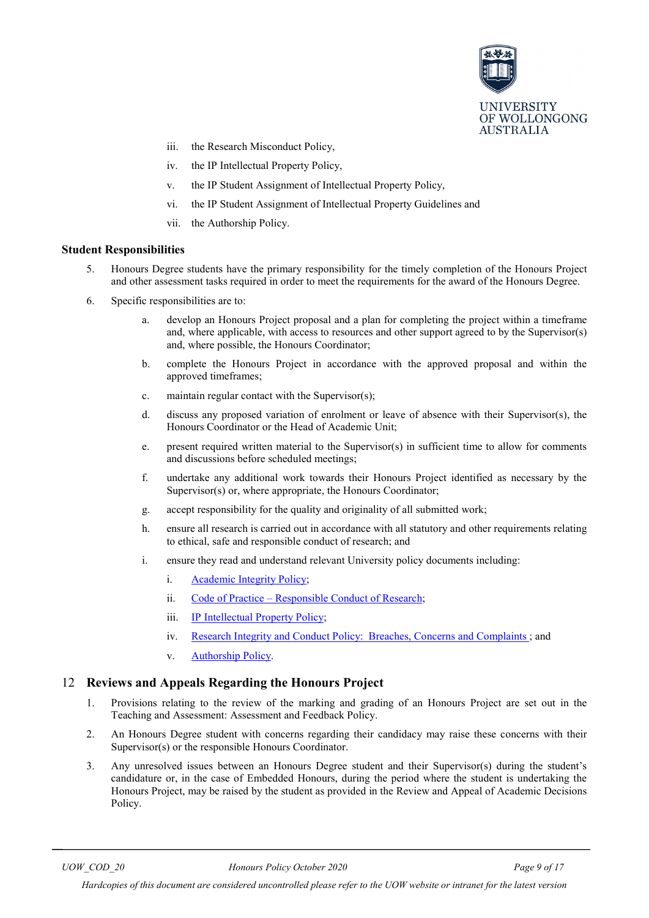iii. the Research Misconduct Policy,

iv. the IP Intellectual Property Policy,

v. the IP Student Assignment of Intellectual Property Policy,

vi. the IP Student Assignment of Intellectual Property Guidelines and

vii. the Authorship Policy.

**Student Responsibilities**

5. Honours Degree students have the primary responsibility for the timely completion of the Honours Project and other assessment tasks required in order to meet the requirements for the award of the Honours Degree.

6. Specific responsibilities are to:

   a. develop an Honours Project proposal and a plan for completing the project within a timeframe and, where applicable, with access to resources and other support agreed to by the Supervisor(s) and, where possible, the Honours Coordinator;

   b. complete the Honours Project in accordance with the approved proposal and within the approved timeframes;

   c. maintain regular contact with the Supervisor(s);

   d. discuss any proposed variation of enrolment or leave of absence with their Supervisor(s), the Honours Coordinator or the Head of Academic Unit;

   e. present required written material to the Supervisor(s) in sufficient time to allow for comments and discussions before scheduled meetings;

   f. undertake any additional work towards their Honours Project identified as necessary by the Supervisor(s) or, where appropriate, the Honours Coordinator;

   g. accept responsibility for the quality and originality of all submitted work;

   h. ensure all research is carried out in accordance with all statutory and other requirements relating to ethical, safe and responsible conduct of research; and

   i. ensure they read and understand relevant University policy documents including:

      i. Academic Integrity Policy;

      ii. Code of Practice – Responsible Conduct of Research;

      iii. IP Intellectual Property Policy;

      iv. Research Integrity and Conduct Policy: Breaches, Concerns and Complaints ; and

      v. Authorship Policy.

## 12 Reviews and Appeals Regarding the Honours Project

1. Provisions relating to the review of the marking and grading of an Honours Project are set out in the Teaching and Assessment: Assessment and Feedback Policy.

2. An Honours Degree student with concerns regarding their candidacy may raise these concerns with their Supervisor(s) or the responsible Honours Coordinator.

3. Any unresolved issues between an Honours Degree student and their Supervisor(s) during the student's candidature or, in the case of Embedded Honours, during the period where the student is undertaking the Honours Project, may be raised by the student as provided in the Review and Appeal of Academic Decisions Policy.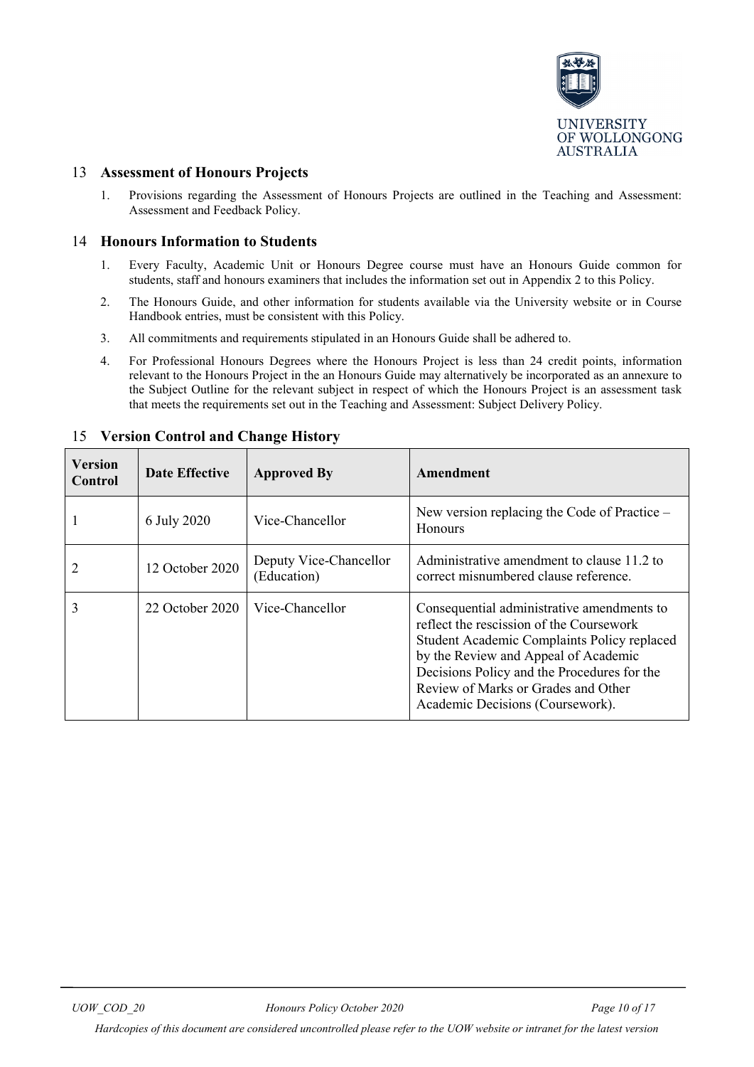## 13 Assessment of Honours Projects

1. Provisions regarding the Assessment of Honours Projects are outlined in the Teaching and Assessment: Assessment and Feedback Policy.

## 14 Honours Information to Students

1. Every Faculty, Academic Unit or Honours Degree course must have an Honours Guide common for students, staff and honours examiners that includes the information set out in Appendix 2 to this Policy.
2. The Honours Guide, and other information for students available via the University website or in Course Handbook entries, must be consistent with this Policy.
3. All commitments and requirements stipulated in an Honours Guide shall be adhered to.
4. For Professional Honours Degrees where the Honours Project is less than 24 credit points, information relevant to the Honours Project in the an Honours Guide may alternatively be incorporated as an annexure to the Subject Outline for the relevant subject in respect of which the Honours Project is an assessment task that meets the requirements set out in the Teaching and Assessment: Subject Delivery Policy.

## 15 Version Control and Change History

| Version Control | Date Effective | Approved By | Amendment |
|---|---|---|---|
| 1 | 6 July 2020 | Vice-Chancellor | New version replacing the Code of Practice – Honours |
| 2 | 12 October 2020 | Deputy Vice-Chancellor (Education) | Administrative amendment to clause 11.2 to correct misnumbered clause reference. |
| 3 | 22 October 2020 | Vice-Chancellor | Consequential administrative amendments to reflect the rescission of the Coursework Student Academic Complaints Policy replaced by the Review and Appeal of Academic Decisions Policy and the Procedures for the Review of Marks or Grades and Other Academic Decisions (Coursework). |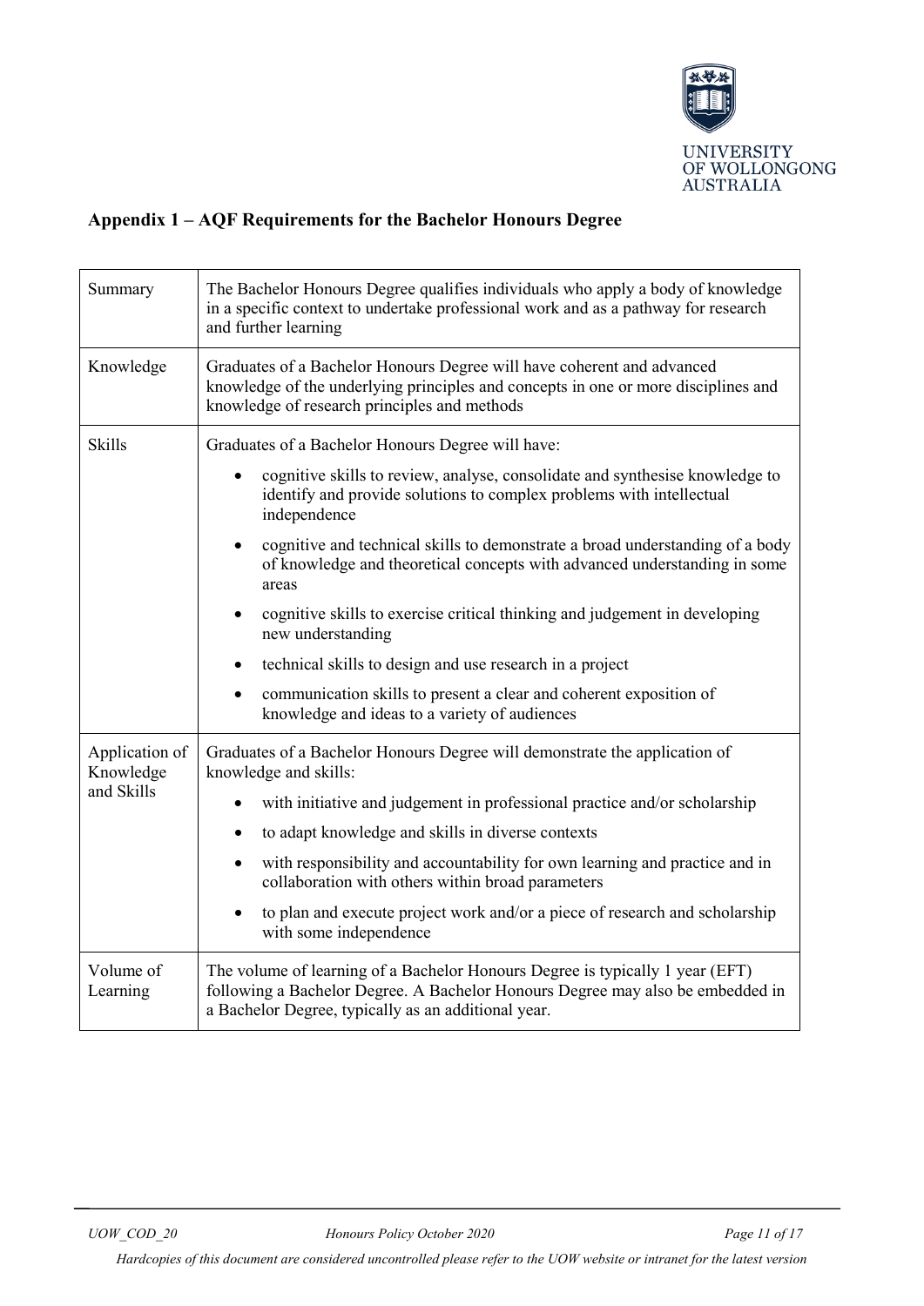## Appendix 1 – AQF Requirements for the Bachelor Honours Degree

| | |
|---|---|
| Summary | The Bachelor Honours Degree qualifies individuals who apply a body of knowledge in a specific context to undertake professional work and as a pathway for research and further learning |
| Knowledge | Graduates of a Bachelor Honours Degree will have coherent and advanced knowledge of the underlying principles and concepts in one or more disciplines and knowledge of research principles and methods |
| Skills | Graduates of a Bachelor Honours Degree will have:<br>• cognitive skills to review, analyse, consolidate and synthesise knowledge to identify and provide solutions to complex problems with intellectual independence<br>• cognitive and technical skills to demonstrate a broad understanding of a body of knowledge and theoretical concepts with advanced understanding in some areas<br>• cognitive skills to exercise critical thinking and judgement in developing new understanding<br>• technical skills to design and use research in a project<br>• communication skills to present a clear and coherent exposition of knowledge and ideas to a variety of audiences |
| Application of Knowledge and Skills | Graduates of a Bachelor Honours Degree will demonstrate the application of knowledge and skills:<br>• with initiative and judgement in professional practice and/or scholarship<br>• to adapt knowledge and skills in diverse contexts<br>• with responsibility and accountability for own learning and practice and in collaboration with others within broad parameters<br>• to plan and execute project work and/or a piece of research and scholarship with some independence |
| Volume of Learning | The volume of learning of a Bachelor Honours Degree is typically 1 year (EFT) following a Bachelor Degree. A Bachelor Honours Degree may also be embedded in a Bachelor Degree, typically as an additional year. |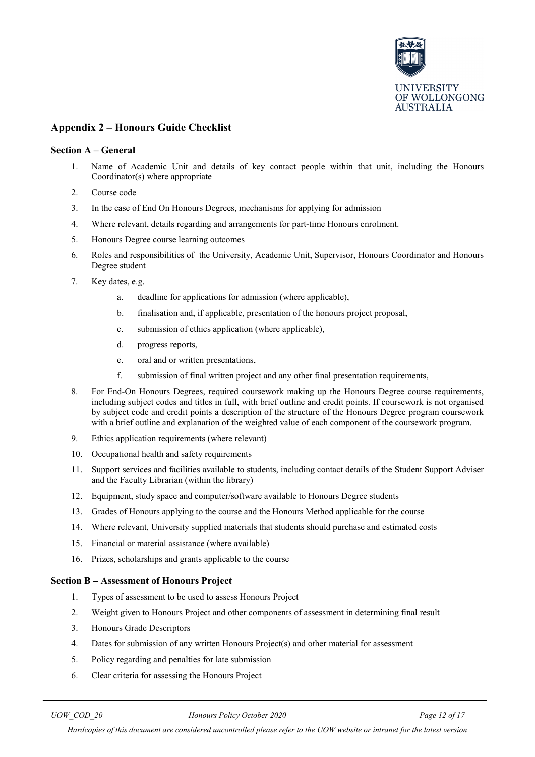## Appendix 2 – Honours Guide Checklist

### Section A – General

1. Name of Academic Unit and details of key contact people within that unit, including the Honours Coordinator(s) where appropriate
2. Course code
3. In the case of End On Honours Degrees, mechanisms for applying for admission
4. Where relevant, details regarding and arrangements for part-time Honours enrolment.
5. Honours Degree course learning outcomes
6. Roles and responsibilities of the University, Academic Unit, Supervisor, Honours Coordinator and Honours Degree student
7. Key dates, e.g.
    a. deadline for applications for admission (where applicable),
    b. finalisation and, if applicable, presentation of the honours project proposal,
    c. submission of ethics application (where applicable),
    d. progress reports,
    e. oral and or written presentations,
    f. submission of final written project and any other final presentation requirements,
8. For End-On Honours Degrees, required coursework making up the Honours Degree course requirements, including subject codes and titles in full, with brief outline and credit points. If coursework is not organised by subject code and credit points a description of the structure of the Honours Degree program coursework with a brief outline and explanation of the weighted value of each component of the coursework program.
9. Ethics application requirements (where relevant)
10. Occupational health and safety requirements
11. Support services and facilities available to students, including contact details of the Student Support Adviser and the Faculty Librarian (within the library)
12. Equipment, study space and computer/software available to Honours Degree students
13. Grades of Honours applying to the course and the Honours Method applicable for the course
14. Where relevant, University supplied materials that students should purchase and estimated costs
15. Financial or material assistance (where available)
16. Prizes, scholarships and grants applicable to the course

### Section B – Assessment of Honours Project

1. Types of assessment to be used to assess Honours Project
2. Weight given to Honours Project and other components of assessment in determining final result
3. Honours Grade Descriptors
4. Dates for submission of any written Honours Project(s) and other material for assessment
5. Policy regarding and penalties for late submission
6. Clear criteria for assessing the Honours Project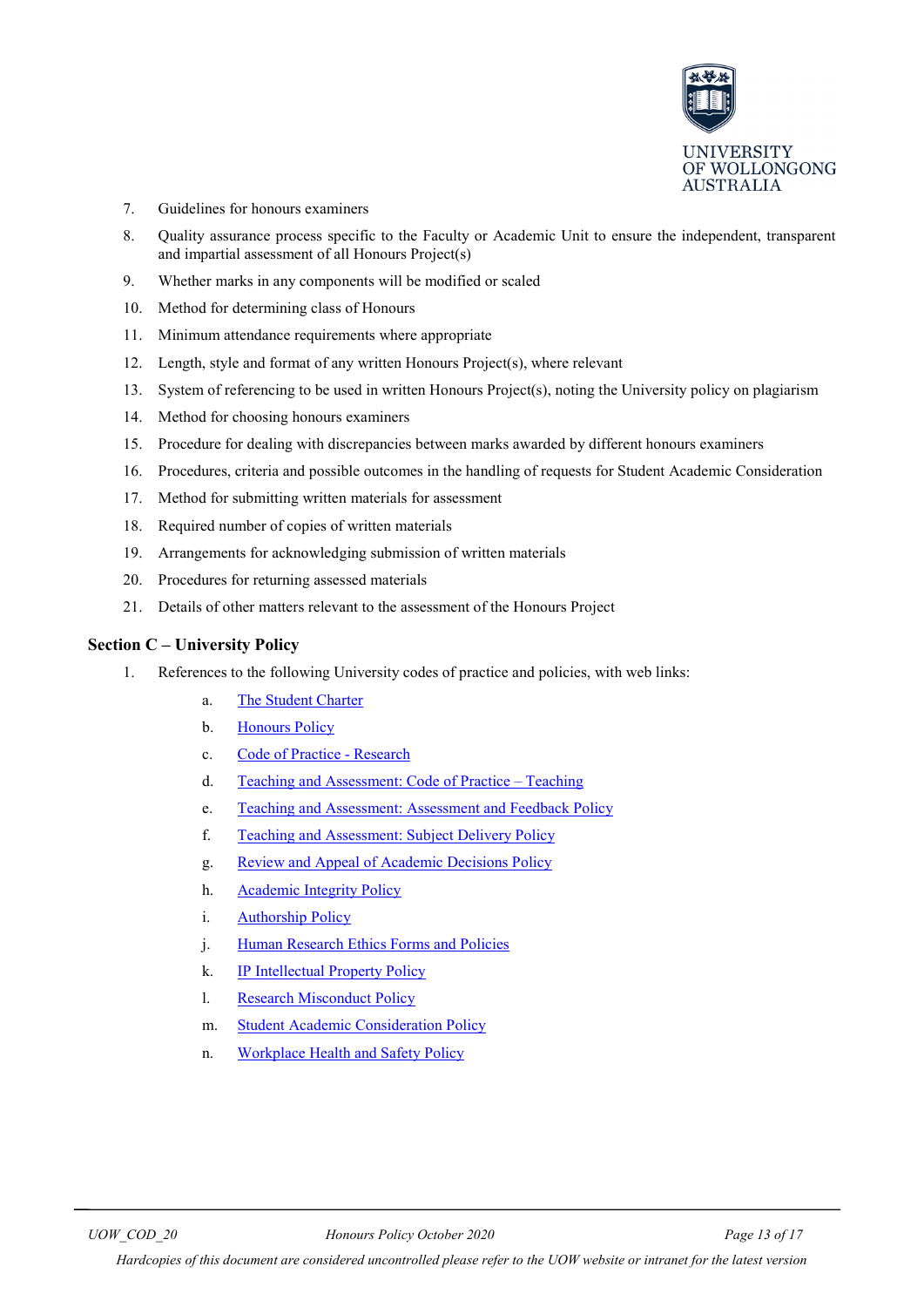7. Guidelines for honours examiners
8. Quality assurance process specific to the Faculty or Academic Unit to ensure the independent, transparent and impartial assessment of all Honours Project(s)
9. Whether marks in any components will be modified or scaled
10. Method for determining class of Honours
11. Minimum attendance requirements where appropriate
12. Length, style and format of any written Honours Project(s), where relevant
13. System of referencing to be used in written Honours Project(s), noting the University policy on plagiarism
14. Method for choosing honours examiners
15. Procedure for dealing with discrepancies between marks awarded by different honours examiners
16. Procedures, criteria and possible outcomes in the handling of requests for Student Academic Consideration
17. Method for submitting written materials for assessment
18. Required number of copies of written materials
19. Arrangements for acknowledging submission of written materials
20. Procedures for returning assessed materials
21. Details of other matters relevant to the assessment of the Honours Project

## Section C – University Policy

1. References to the following University codes of practice and policies, with web links:
   a. The Student Charter
   b. Honours Policy
   c. Code of Practice - Research
   d. Teaching and Assessment: Code of Practice – Teaching
   e. Teaching and Assessment: Assessment and Feedback Policy
   f. Teaching and Assessment: Subject Delivery Policy
   g. Review and Appeal of Academic Decisions Policy
   h. Academic Integrity Policy
   i. Authorship Policy
   j. Human Research Ethics Forms and Policies
   k. IP Intellectual Property Policy
   l. Research Misconduct Policy
   m. Student Academic Consideration Policy
   n. Workplace Health and Safety Policy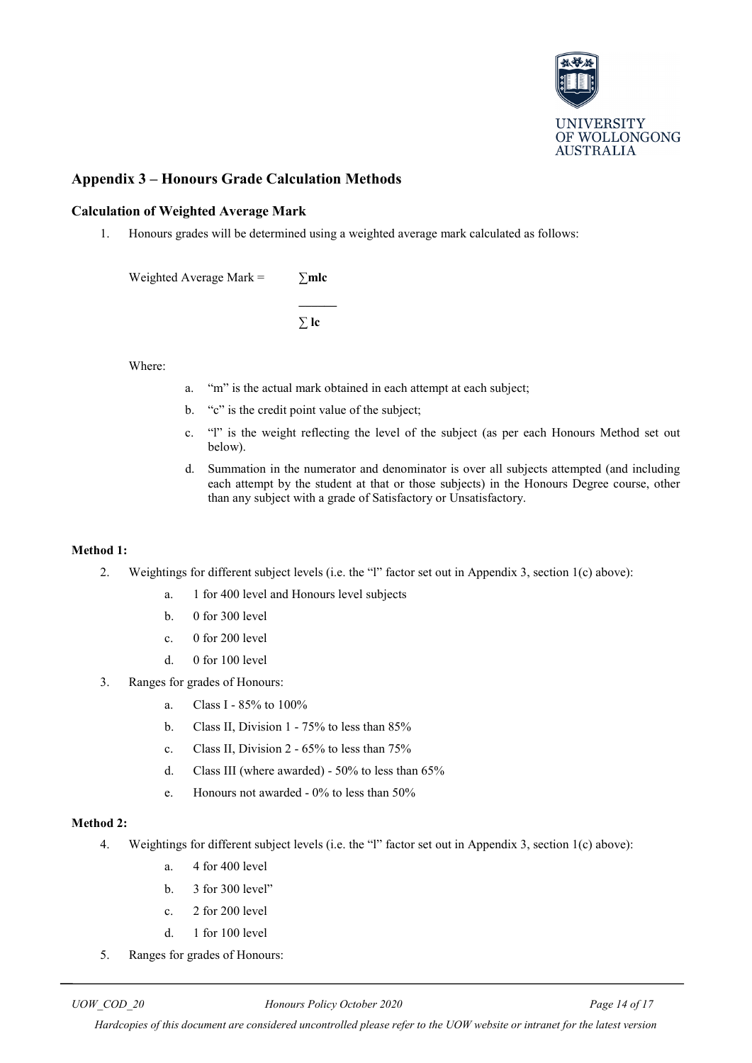## Appendix 3 – Honours Grade Calculation Methods

### Calculation of Weighted Average Mark

1. Honours grades will be determined using a weighted average mark calculated as follows:

$$\text{Weighted Average Mark} = \frac{\sum \mathbf{mlc}}{\sum \mathbf{lc}}$$

Where:

a. "m" is the actual mark obtained in each attempt at each subject;

b. "c" is the credit point value of the subject;

c. "l" is the weight reflecting the level of the subject (as per each Honours Method set out below).

d. Summation in the numerator and denominator is over all subjects attempted (and including each attempt by the student at that or those subjects) in the Honours Degree course, other than any subject with a grade of Satisfactory or Unsatisfactory.

#### Method 1:

2. Weightings for different subject levels (i.e. the "l" factor set out in Appendix 3, section 1(c) above):

   a. 1 for 400 level and Honours level subjects

   b. 0 for 300 level

   c. 0 for 200 level

   d. 0 for 100 level

3. Ranges for grades of Honours:

   a. Class I - 85% to 100%

   b. Class II, Division 1 - 75% to less than 85%

   c. Class II, Division 2 - 65% to less than 75%

   d. Class III (where awarded) - 50% to less than 65%

   e. Honours not awarded - 0% to less than 50%

#### Method 2:

4. Weightings for different subject levels (i.e. the "l" factor set out in Appendix 3, section 1(c) above):

   a. 4 for 400 level

   b. 3 for 300 level"

   c. 2 for 200 level

   d. 1 for 100 level

5. Ranges for grades of Honours: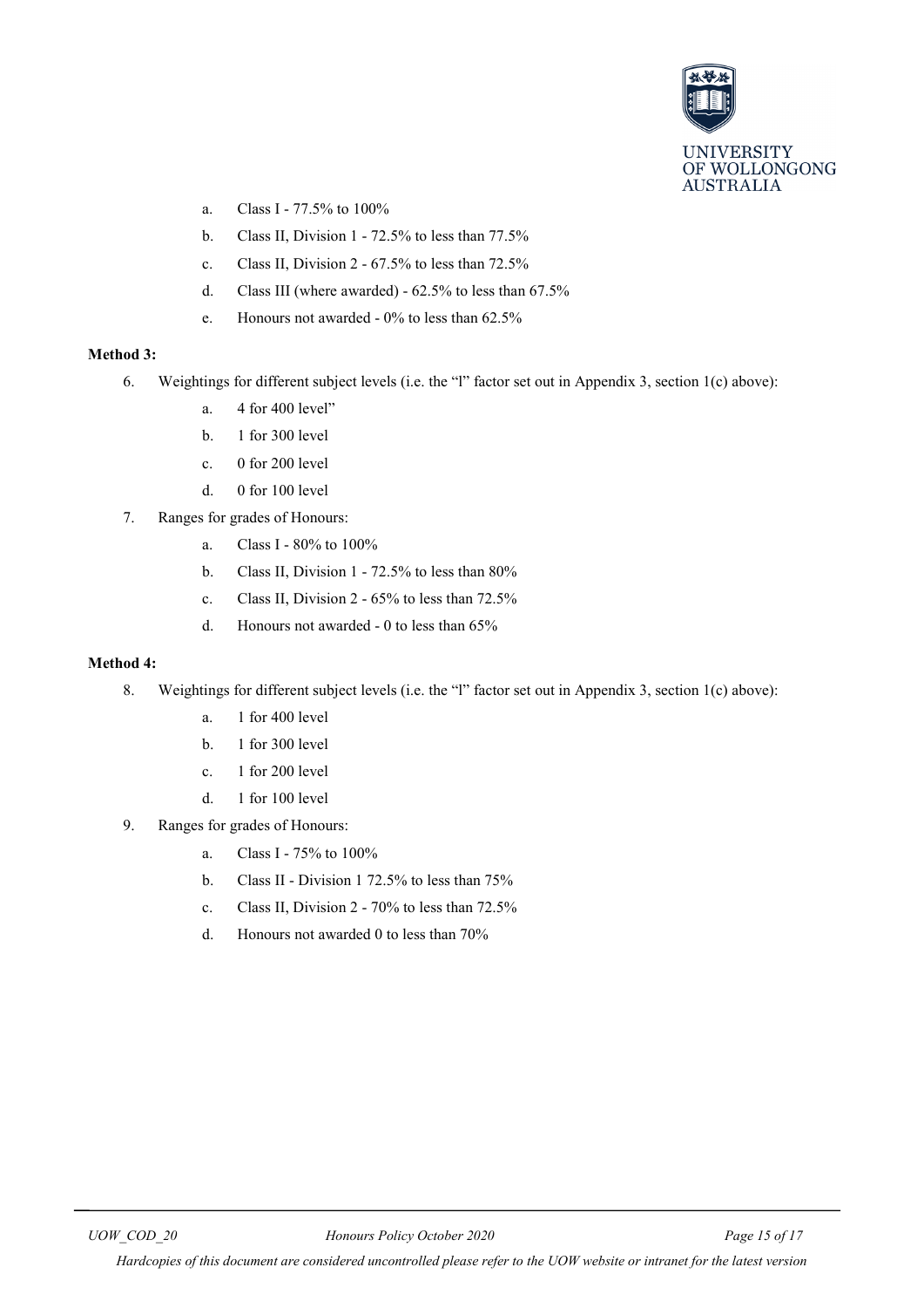a. Class I - 77.5% to 100%
   b. Class II, Division 1 - 72.5% to less than 77.5%
   c. Class II, Division 2 - 67.5% to less than 72.5%
   d. Class III (where awarded) - 62.5% to less than 67.5%
   e. Honours not awarded - 0% to less than 62.5%

**Method 3:**

6. Weightings for different subject levels (i.e. the "l" factor set out in Appendix 3, section 1(c) above):
   a. 4 for 400 level"
   b. 1 for 300 level
   c. 0 for 200 level
   d. 0 for 100 level
7. Ranges for grades of Honours:
   a. Class I - 80% to 100%
   b. Class II, Division 1 - 72.5% to less than 80%
   c. Class II, Division 2 - 65% to less than 72.5%
   d. Honours not awarded - 0 to less than 65%

**Method 4:**

8. Weightings for different subject levels (i.e. the "l" factor set out in Appendix 3, section 1(c) above):
   a. 1 for 400 level
   b. 1 for 300 level
   c. 1 for 200 level
   d. 1 for 100 level
9. Ranges for grades of Honours:
   a. Class I - 75% to 100%
   b. Class II - Division 1 72.5% to less than 75%
   c. Class II, Division 2 - 70% to less than 72.5%
   d. Honours not awarded 0 to less than 70%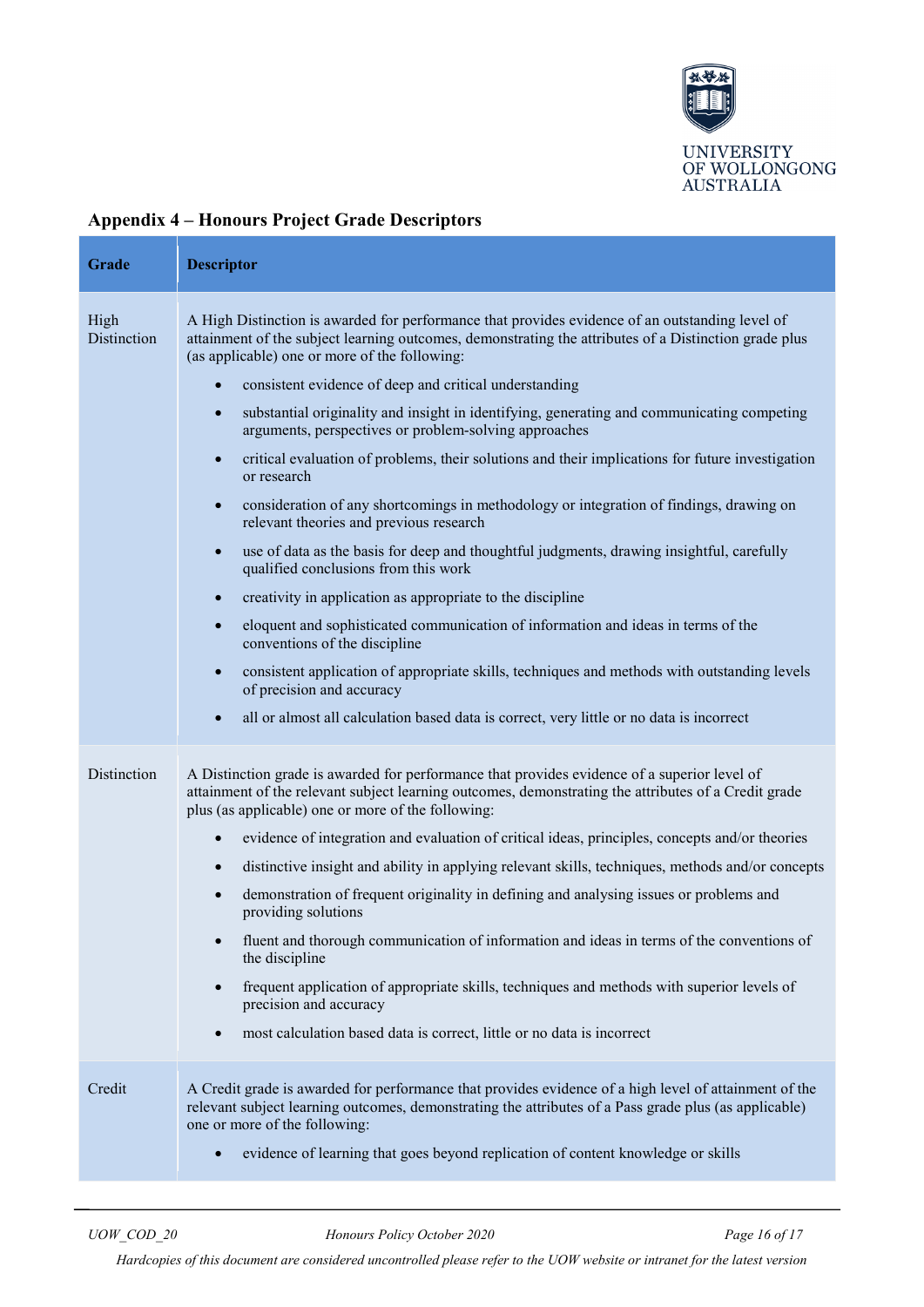## Appendix 4 – Honours Project Grade Descriptors

| Grade | Descriptor |
|---|---|
| High Distinction | A High Distinction is awarded for performance that provides evidence of an outstanding level of attainment of the subject learning outcomes, demonstrating the attributes of a Distinction grade plus (as applicable) one or more of the following:<br>• consistent evidence of deep and critical understanding<br>• substantial originality and insight in identifying, generating and communicating competing arguments, perspectives or problem-solving approaches<br>• critical evaluation of problems, their solutions and their implications for future investigation or research<br>• consideration of any shortcomings in methodology or integration of findings, drawing on relevant theories and previous research<br>• use of data as the basis for deep and thoughtful judgments, drawing insightful, carefully qualified conclusions from this work<br>• creativity in application as appropriate to the discipline<br>• eloquent and sophisticated communication of information and ideas in terms of the conventions of the discipline<br>• consistent application of appropriate skills, techniques and methods with outstanding levels of precision and accuracy<br>• all or almost all calculation based data is correct, very little or no data is incorrect |
| Distinction | A Distinction grade is awarded for performance that provides evidence of a superior level of attainment of the relevant subject learning outcomes, demonstrating the attributes of a Credit grade plus (as applicable) one or more of the following:<br>• evidence of integration and evaluation of critical ideas, principles, concepts and/or theories<br>• distinctive insight and ability in applying relevant skills, techniques, methods and/or concepts<br>• demonstration of frequent originality in defining and analysing issues or problems and providing solutions<br>• fluent and thorough communication of information and ideas in terms of the conventions of the discipline<br>• frequent application of appropriate skills, techniques and methods with superior levels of precision and accuracy<br>• most calculation based data is correct, little or no data is incorrect |
| Credit | A Credit grade is awarded for performance that provides evidence of a high level of attainment of the relevant subject learning outcomes, demonstrating the attributes of a Pass grade plus (as applicable) one or more of the following:<br>• evidence of learning that goes beyond replication of content knowledge or skills |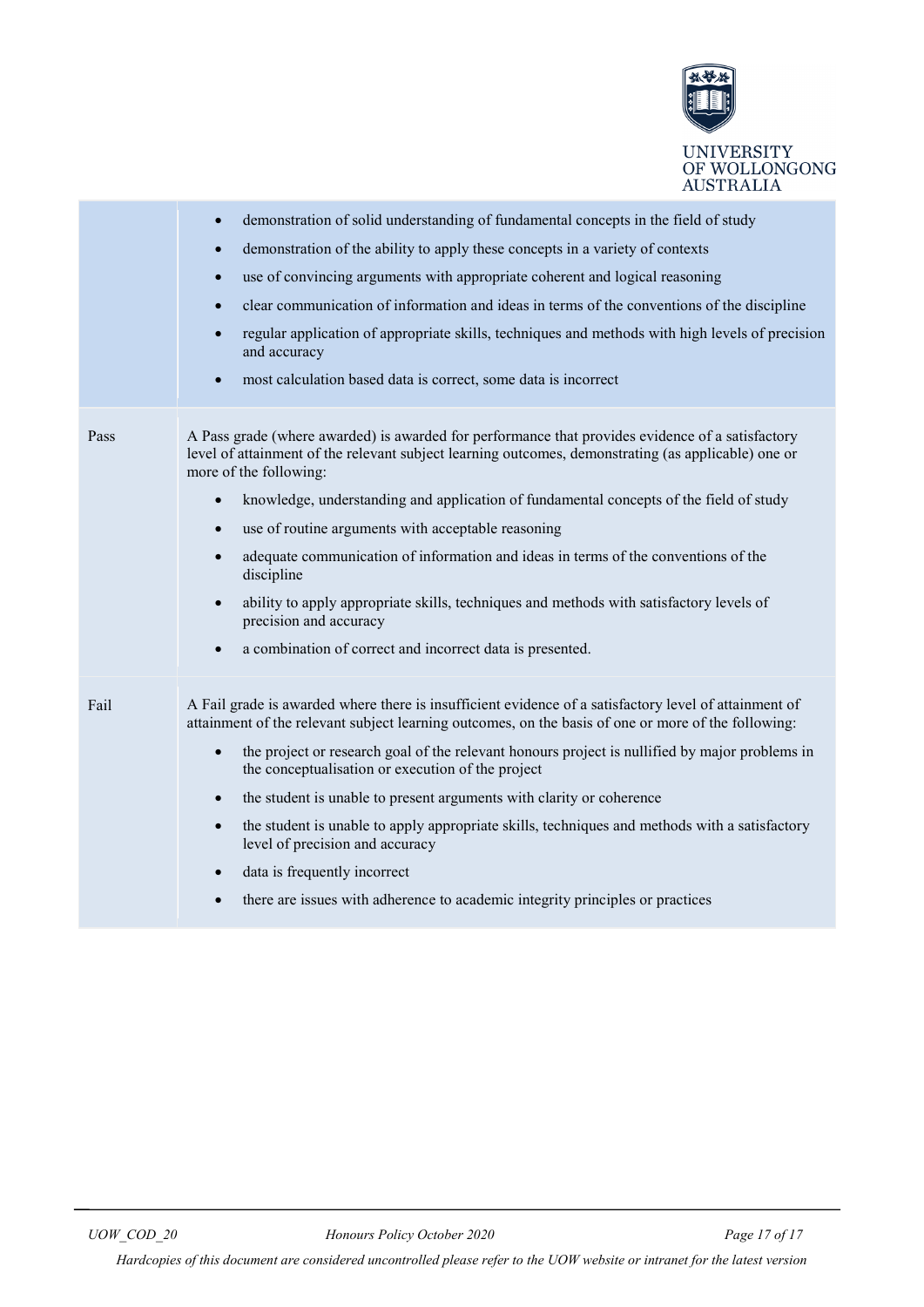| | |
|---|---|
| | • demonstration of solid understanding of fundamental concepts in the field of study<br>• demonstration of the ability to apply these concepts in a variety of contexts<br>• use of convincing arguments with appropriate coherent and logical reasoning<br>• clear communication of information and ideas in terms of the conventions of the discipline<br>• regular application of appropriate skills, techniques and methods with high levels of precision and accuracy<br>• most calculation based data is correct, some data is incorrect |
| Pass | A Pass grade (where awarded) is awarded for performance that provides evidence of a satisfactory level of attainment of the relevant subject learning outcomes, demonstrating (as applicable) one or more of the following:<br>• knowledge, understanding and application of fundamental concepts of the field of study<br>• use of routine arguments with acceptable reasoning<br>• adequate communication of information and ideas in terms of the conventions of the discipline<br>• ability to apply appropriate skills, techniques and methods with satisfactory levels of precision and accuracy<br>• a combination of correct and incorrect data is presented. |
| Fail | A Fail grade is awarded where there is insufficient evidence of a satisfactory level of attainment of attainment of the relevant subject learning outcomes, on the basis of one or more of the following:<br>• the project or research goal of the relevant honours project is nullified by major problems in the conceptualisation or execution of the project<br>• the student is unable to present arguments with clarity or coherence<br>• the student is unable to apply appropriate skills, techniques and methods with a satisfactory level of precision and accuracy<br>• data is frequently incorrect<br>• there are issues with adherence to academic integrity principles or practices |